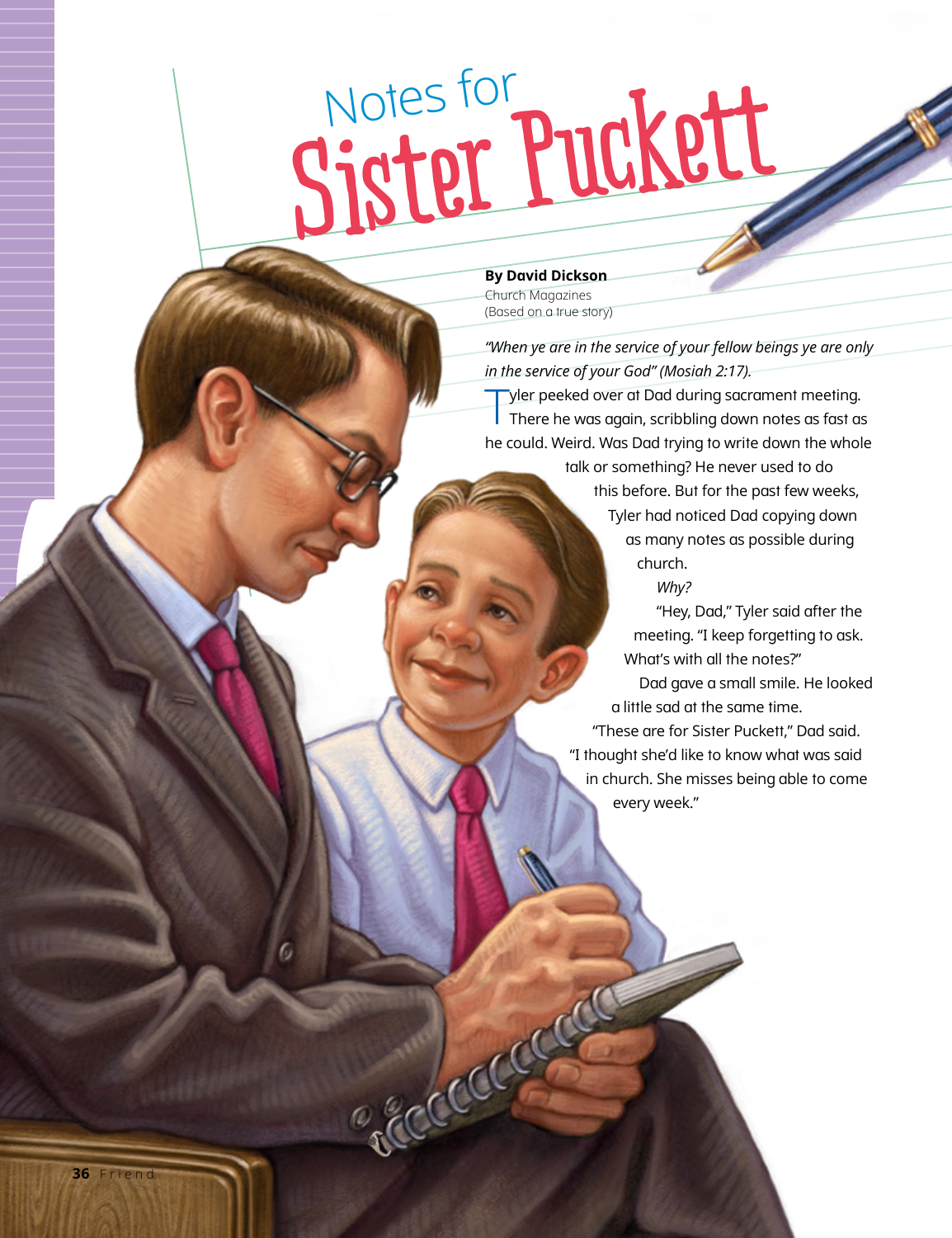# Notes for Sister Puckett

**By David Dickson**
Church Magazines
(Based on a true story)

*"When ye are in the service of your fellow beings ye are only in the service of your God" (Mosiah 2:17).*

Tyler peeked over at Dad during sacrament meeting. There he was again, scribbling down notes as fast as he could. Weird. Was Dad trying to write down the whole talk or something? He never used to do this before. But for the past few weeks, Tyler had noticed Dad copying down as many notes as possible during church.

*Why?*

"Hey, Dad," Tyler said after the meeting. "I keep forgetting to ask. What's with all the notes?"

Dad gave a small smile. He looked a little sad at the same time.

"These are for Sister Puckett," Dad said. "I thought she'd like to know what was said in church. She misses being able to come every week."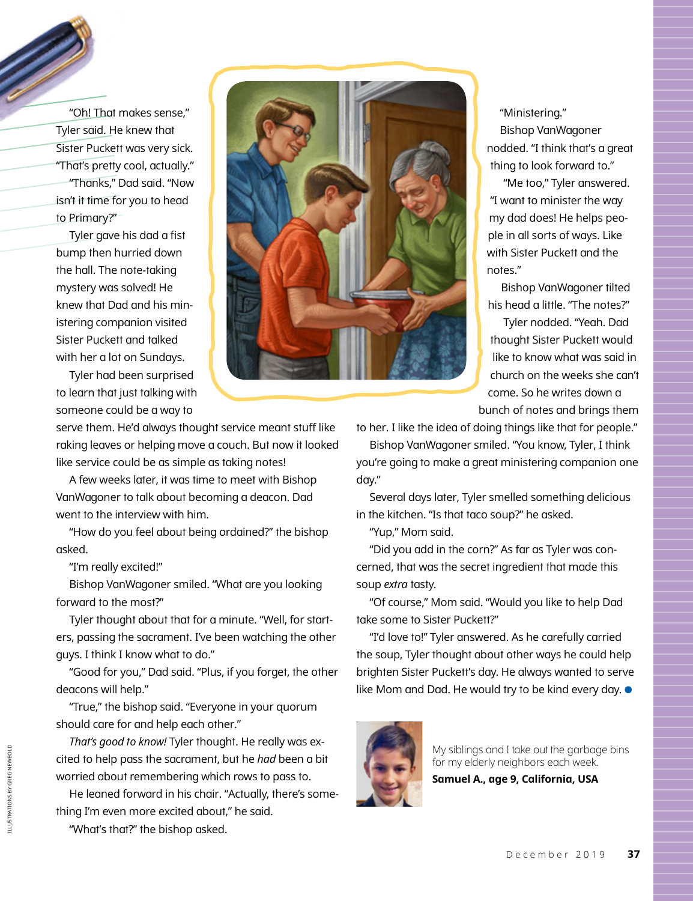"Oh! That makes sense," Tyler said. He knew that Sister Puckett was very sick. "That's pretty cool, actually."

"Thanks," Dad said. "Now isn't it time for you to head to Primary?"

Tyler gave his dad a fist bump then hurried down the hall. The note-taking mystery was solved! He knew that Dad and his ministering companion visited Sister Puckett and talked with her a lot on Sundays.

Tyler had been surprised to learn that just talking with someone could be a way to serve them. He'd always thought service meant stuff like raking leaves or helping move a couch. But now it looked like service could be as simple as taking notes!

A few weeks later, it was time to meet with Bishop VanWagoner to talk about becoming a deacon. Dad went to the interview with him.

"How do you feel about being ordained?" the bishop asked.

"I'm really excited!"

Bishop VanWagoner smiled. "What are you looking forward to the most?"

Tyler thought about that for a minute. "Well, for starters, passing the sacrament. I've been watching the other guys. I think I know what to do."

"Good for you," Dad said. "Plus, if you forget, the other deacons will help."

"True," the bishop said. "Everyone in your quorum should care for and help each other."

*That's good to know!* Tyler thought. He really was excited to help pass the sacrament, but he *had* been a bit worried about remembering which rows to pass to.

He leaned forward in his chair. "Actually, there's something I'm even more excited about," he said.

"What's that?" the bishop asked.

"Ministering."

Bishop VanWagoner nodded. "I think that's a great thing to look forward to."

"Me too," Tyler answered. "I want to minister the way my dad does! He helps people in all sorts of ways. Like with Sister Puckett and the notes."

Bishop VanWagoner tilted his head a little. "The notes?"

Tyler nodded. "Yeah. Dad thought Sister Puckett would like to know what was said in church on the weeks she can't come. So he writes down a bunch of notes and brings them to her. I like the idea of doing things like that for people."

Bishop VanWagoner smiled. "You know, Tyler, I think you're going to make a great ministering companion one day."

Several days later, Tyler smelled something delicious in the kitchen. "Is that taco soup?" he asked.

"Yup," Mom said.

"Did you add in the corn?" As far as Tyler was concerned, that was the secret ingredient that made this soup *extra* tasty.

"Of course," Mom said. "Would you like to help Dad take some to Sister Puckett?"

"I'd love to!" Tyler answered. As he carefully carried the soup, Tyler thought about other ways he could help brighten Sister Puckett's day. He always wanted to serve like Mom and Dad. He would try to be kind every day. ●

My siblings and I take out the garbage bins for my elderly neighbors each week.

**Samuel A., age 9, California, USA**

ILLUSTRATIONS BY GREG NEWBOLD